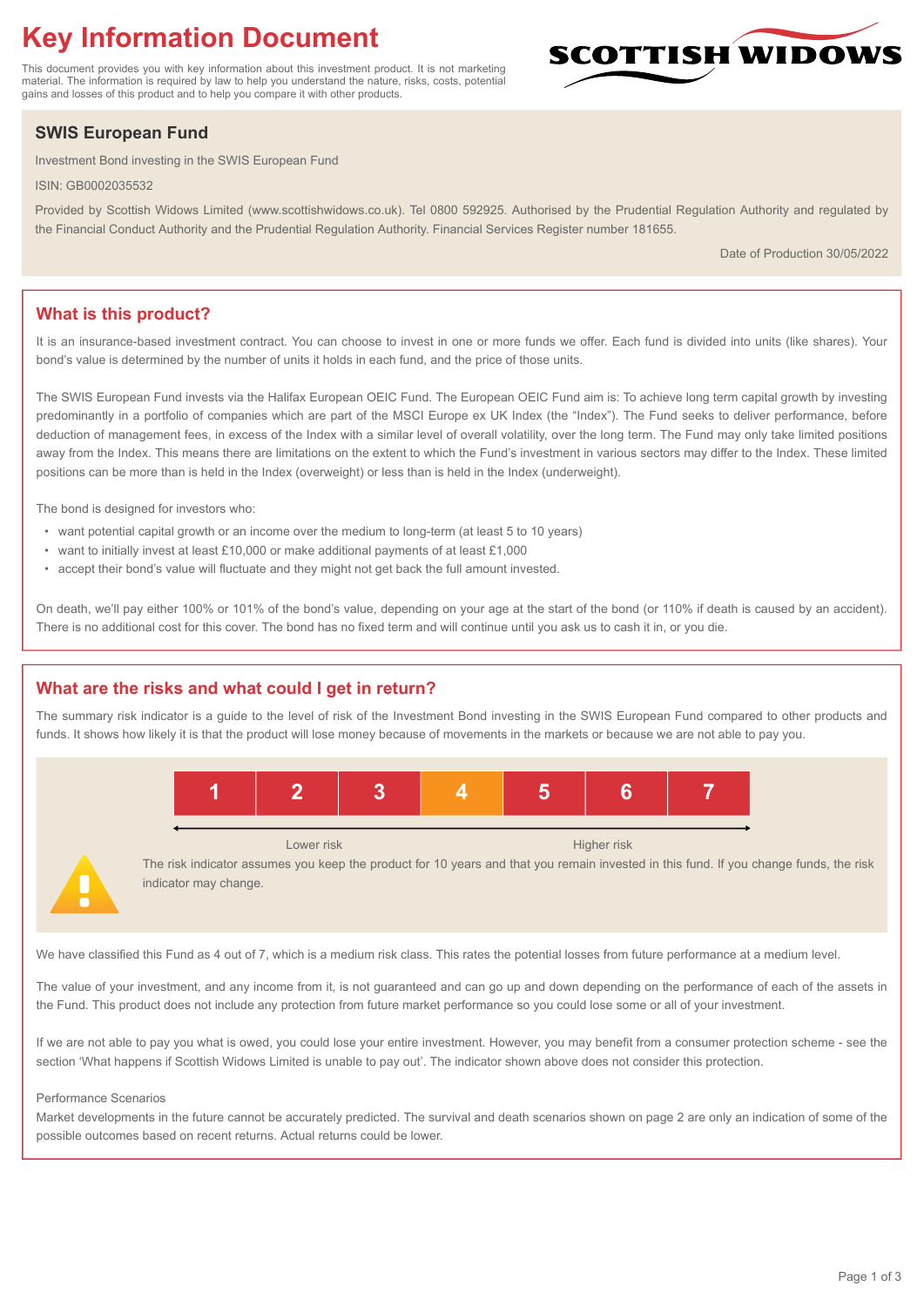# Key Information Document

This document provides you with key information about this investment product. It is not marketing material. The information is required by law to help you understand the nature, risks, costs, potential gains and losses of this product and to help you compare it with other products.

SCOTTISH WIDOWS

## SWIS European Fund

Investment Bond investing in the SWIS European Fund

ISIN: GB0002035532

Provided by Scottish Widows Limited (www.scottishwidows.co.uk). Tel 0800 592925. Authorised by the Prudential Regulation Authority and regulated by the Financial Conduct Authority and the Prudential Regulation Authority. Financial Services Register number 181655.

Date of Production 30/05/2022

## What is this product?

It is an insurance-based investment contract. You can choose to invest in one or more funds we offer. Each fund is divided into units (like shares). Your bond's value is determined by the number of units it holds in each fund, and the price of those units.

The SWIS European Fund invests via the Halifax European OEIC Fund. The European OEIC Fund aim is: To achieve long term capital growth by investing predominantly in a portfolio of companies which are part of the MSCI Europe ex UK Index (the "Index"). The Fund seeks to deliver performance, before deduction of management fees, in excess of the Index with a similar level of overall volatility, over the long term. The Fund may only take limited positions away from the Index. This means there are limitations on the extent to which the Fund's investment in various sectors may differ to the Index. These limited positions can be more than is held in the Index (overweight) or less than is held in the Index (underweight).

The bond is designed for investors who:

- want potential capital growth or an income over the medium to long-term (at least 5 to 10 years)
- want to initially invest at least £10,000 or make additional payments of at least £1,000
- accept their bond's value will fluctuate and they might not get back the full amount invested.

On death, we'll pay either 100% or 101% of the bond's value, depending on your age at the start of the bond (or 110% if death is caused by an accident). There is no additional cost for this cover. The bond has no fixed term and will continue until you ask us to cash it in, or you die.

## What are the risks and what could I get in return?

The summary risk indicator is a guide to the level of risk of the Investment Bond investing in the SWIS European Fund compared to other products and funds. It shows how likely it is that the product will lose money because of movements in the markets or because we are not able to pay you.

| 1 | 2 | 3 | **4** | 5 | 6 | 7 |
|---|---|---|---|---|---|---|

Lower risk ← → Higher risk

The risk indicator assumes you keep the product for 10 years and that you remain invested in this fund. If you change funds, the risk indicator may change.

We have classified this Fund as 4 out of 7, which is a medium risk class. This rates the potential losses from future performance at a medium level.

The value of your investment, and any income from it, is not guaranteed and can go up and down depending on the performance of each of the assets in the Fund. This product does not include any protection from future market performance so you could lose some or all of your investment.

If we are not able to pay you what is owed, you could lose your entire investment. However, you may benefit from a consumer protection scheme - see the section 'What happens if Scottish Widows Limited is unable to pay out'. The indicator shown above does not consider this protection.

Performance Scenarios

Market developments in the future cannot be accurately predicted. The survival and death scenarios shown on page 2 are only an indication of some of the possible outcomes based on recent returns. Actual returns could be lower.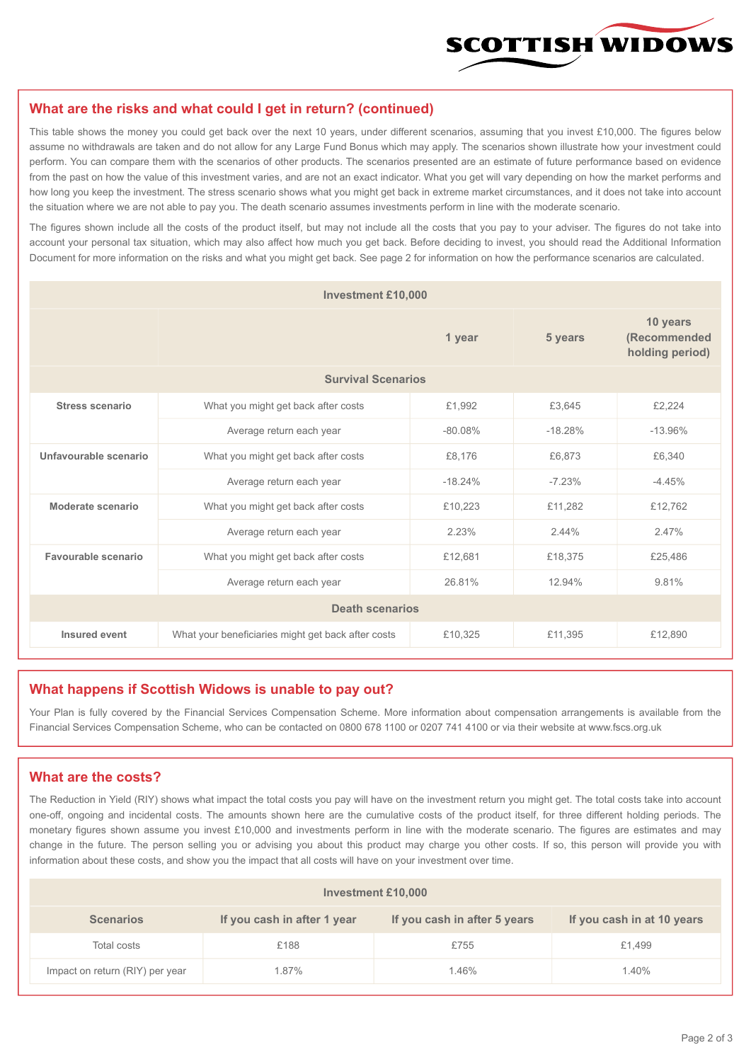## What are the risks and what could I get in return? (continued)

This table shows the money you could get back over the next 10 years, under different scenarios, assuming that you invest £10,000. The figures below assume no withdrawals are taken and do not allow for any Large Fund Bonus which may apply. The scenarios shown illustrate how your investment could perform. You can compare them with the scenarios of other products. The scenarios presented are an estimate of future performance based on evidence from the past on how the value of this investment varies, and are not an exact indicator. What you get will vary depending on how the market performs and how long you keep the investment. The stress scenario shows what you might get back in extreme market circumstances, and it does not take into account the situation where we are not able to pay you. The death scenario assumes investments perform in line with the moderate scenario.

The figures shown include all the costs of the product itself, but may not include all the costs that you pay to your adviser. The figures do not take into account your personal tax situation, which may also affect how much you get back. Before deciding to invest, you should read the Additional Information Document for more information on the risks and what you might get back. See page 2 for information on how the performance scenarios are calculated.

| Investment £10,000 | | | | |
|---|---|---|---|---|
| | | 1 year | 5 years | 10 years (Recommended holding period) |
| **Survival Scenarios** | | | | |
| **Stress scenario** | What you might get back after costs | £1,992 | £3,645 | £2,224 |
| | Average return each year | -80.08% | -18.28% | -13.96% |
| **Unfavourable scenario** | What you might get back after costs | £8,176 | £6,873 | £6,340 |
| | Average return each year | -18.24% | -7.23% | -4.45% |
| **Moderate scenario** | What you might get back after costs | £10,223 | £11,282 | £12,762 |
| | Average return each year | 2.23% | 2.44% | 2.47% |
| **Favourable scenario** | What you might get back after costs | £12,681 | £18,375 | £25,486 |
| | Average return each year | 26.81% | 12.94% | 9.81% |
| **Death scenarios** | | | | |
| **Insured event** | What your beneficiaries might get back after costs | £10,325 | £11,395 | £12,890 |

## What happens if Scottish Widows is unable to pay out?

Your Plan is fully covered by the Financial Services Compensation Scheme. More information about compensation arrangements is available from the Financial Services Compensation Scheme, who can be contacted on 0800 678 1100 or 0207 741 4100 or via their website at www.fscs.org.uk

## What are the costs?

The Reduction in Yield (RIY) shows what impact the total costs you pay will have on the investment return you might get. The total costs take into account one-off, ongoing and incidental costs. The amounts shown here are the cumulative costs of the product itself, for three different holding periods. The monetary figures shown assume you invest £10,000 and investments perform in line with the moderate scenario. The figures are estimates and may change in the future. The person selling you or advising you about this product may charge you other costs. If so, this person will provide you with information about these costs, and show you the impact that all costs will have on your investment over time.

| Investment £10,000 | | | |
|---|---|---|---|
| **Scenarios** | **If you cash in after 1 year** | **If you cash in after 5 years** | **If you cash in at 10 years** |
| Total costs | £188 | £755 | £1,499 |
| Impact on return (RIY) per year | 1.87% | 1.46% | 1.40% |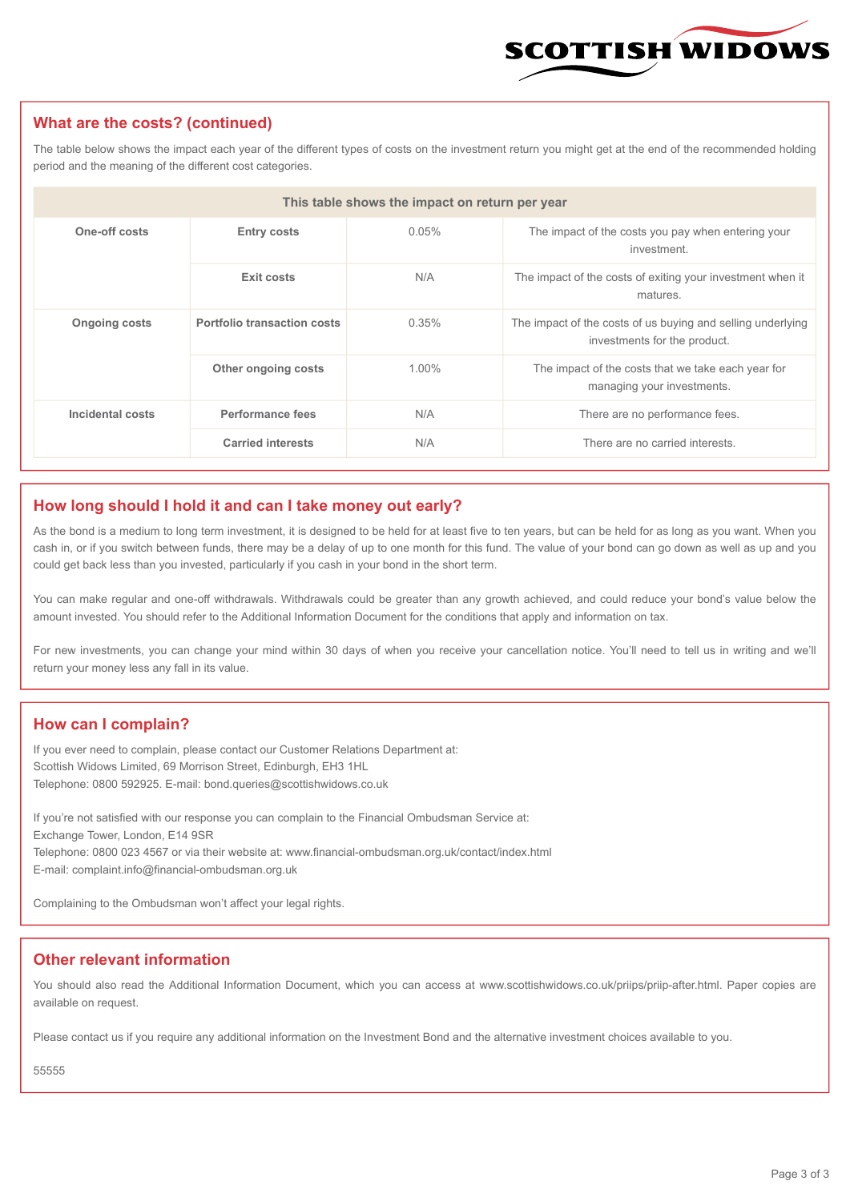## What are the costs? (continued)

The table below shows the impact each year of the different types of costs on the investment return you might get at the end of the recommended holding period and the meaning of the different cost categories.

| This table shows the impact on return per year | | | |
|---|---|---|---|
| **One-off costs** | **Entry costs** | 0.05% | The impact of the costs you pay when entering your investment. |
| | **Exit costs** | N/A | The impact of the costs of exiting your investment when it matures. |
| **Ongoing costs** | **Portfolio transaction costs** | 0.35% | The impact of the costs of us buying and selling underlying investments for the product. |
| | **Other ongoing costs** | 1.00% | The impact of the costs that we take each year for managing your investments. |
| **Incidental costs** | **Performance fees** | N/A | There are no performance fees. |
| | **Carried interests** | N/A | There are no carried interests. |

## How long should I hold it and can I take money out early?

As the bond is a medium to long term investment, it is designed to be held for at least five to ten years, but can be held for as long as you want. When you cash in, or if you switch between funds, there may be a delay of up to one month for this fund. The value of your bond can go down as well as up and you could get back less than you invested, particularly if you cash in your bond in the short term.

You can make regular and one-off withdrawals. Withdrawals could be greater than any growth achieved, and could reduce your bond's value below the amount invested. You should refer to the Additional Information Document for the conditions that apply and information on tax.

For new investments, you can change your mind within 30 days of when you receive your cancellation notice. You'll need to tell us in writing and we'll return your money less any fall in its value.

## How can I complain?

If you ever need to complain, please contact our Customer Relations Department at:
Scottish Widows Limited, 69 Morrison Street, Edinburgh, EH3 1HL
Telephone: 0800 592925. E-mail: bond.queries@scottishwidows.co.uk

If you're not satisfied with our response you can complain to the Financial Ombudsman Service at:
Exchange Tower, London, E14 9SR
Telephone: 0800 023 4567 or via their website at: www.financial-ombudsman.org.uk/contact/index.html
E-mail: complaint.info@financial-ombudsman.org.uk

Complaining to the Ombudsman won't affect your legal rights.

## Other relevant information

You should also read the Additional Information Document, which you can access at www.scottishwidows.co.uk/priips/priip-after.html. Paper copies are available on request.

Please contact us if you require any additional information on the Investment Bond and the alternative investment choices available to you.

55555